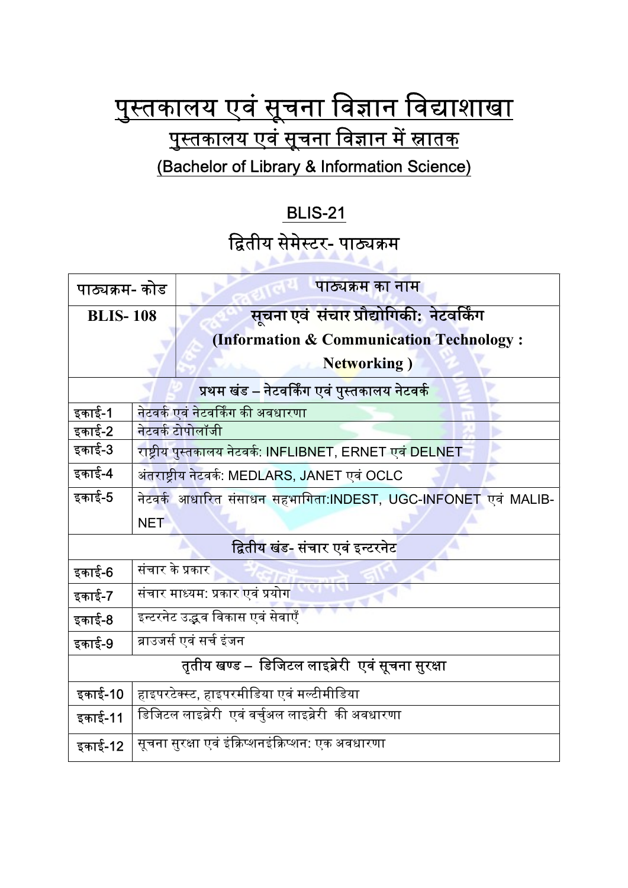# पुस्तकालय एवं सूचना विज्ञान विद्याशाखा

## पुस्तकालय एवं सूचना विज्ञान में स्नातक

## (Bachelor of Library & Information Science)

### BLIS-21

### द्वितीय सेमेस्टर- पाठ्यक्रम

| पाठ्यक्रम- कोड | पाठ्यक्रम का नाम |
|---|---|
| **BLIS- 108** | **सूचना एवं संचार प्रौद्योगिकी: नेटवर्किंग (Information & Communication Technology : Networking )** |
| **प्रथम खंड – नेटवर्किंग एवं पुस्तकालय नेटवर्क** | |
| इकाई-1 | नेटवर्क एवं नेटवर्किंग की अवधारणा |
| इकाई-2 | नेटवर्क टोपोलॉजी |
| इकाई-3 | राष्ट्रीय पुस्तकालय नेटवर्क: INFLIBNET, ERNET एवं DELNET |
| इकाई-4 | अंतराष्ट्रीय नेटवर्क: MEDLARS, JANET एवं OCLC |
| इकाई-5 | नेटवर्क आधारित संसाधन सहभागिता:INDEST, UGC-INFONET एवं MALIB-NET |
| **द्वितीय खंड- संचार एवं इन्टरनेट** | |
| इकाई-6 | संचार के प्रकार |
| इकाई-7 | संचार माध्यम: प्रकार एवं प्रयोग |
| इकाई-8 | इन्टरनेट उद्भव विकास एवं सेवाएँ |
| इकाई-9 | ब्राउजर्स एवं सर्च इंजन |
| **तृतीय खण्ड – डिजिटल लाइब्रेरी एवं सूचना सुरक्षा** | |
| इकाई-10 | हाइपरटेक्स्ट, हाइपरमीडिया एवं मल्टीमीडिया |
| इकाई-11 | डिजिटल लाइब्रेरी एवं वर्चुअल लाइब्रेरी की अवधारणा |
| इकाई-12 | सूचना सुरक्षा एवं इंक्रिप्शनइंक्रिप्शन: एक अवधारणा |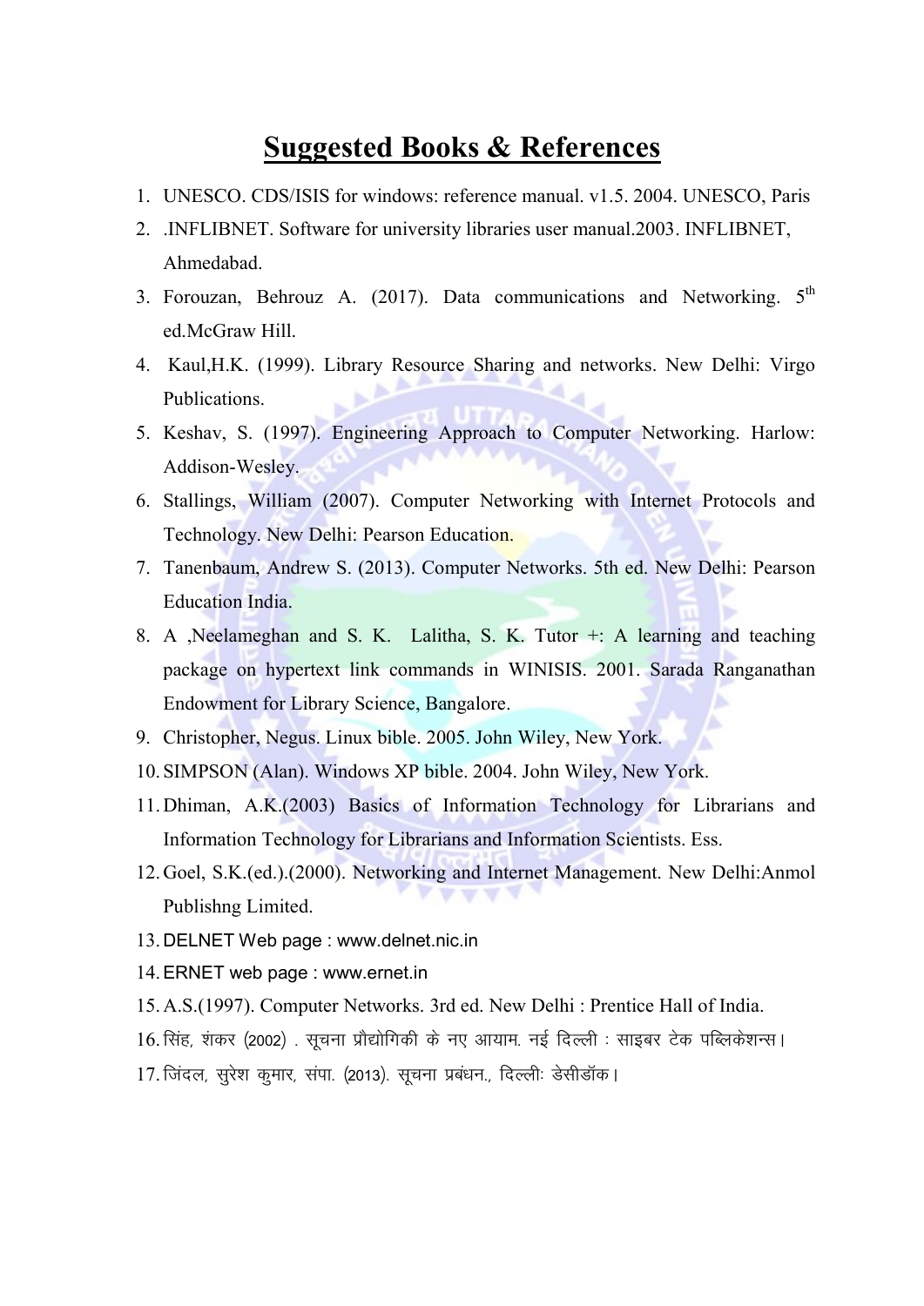# Suggested Books & References

1. UNESCO. CDS/ISIS for windows: reference manual. v1.5. 2004. UNESCO, Paris
2. .INFLIBNET. Software for university libraries user manual.2003. INFLIBNET, Ahmedabad.
3. Forouzan, Behrouz A. (2017). Data communications and Networking. 5th ed.McGraw Hill.
4. Kaul,H.K. (1999). Library Resource Sharing and networks. New Delhi: Virgo Publications.
5. Keshav, S. (1997). Engineering Approach to Computer Networking. Harlow: Addison-Wesley.
6. Stallings, William (2007). Computer Networking with Internet Protocols and Technology. New Delhi: Pearson Education.
7. Tanenbaum, Andrew S. (2013). Computer Networks. 5th ed. New Delhi: Pearson Education India.
8. A ,Neelameghan and S. K. Lalitha, S. K. Tutor +: A learning and teaching package on hypertext link commands in WINISIS. 2001. Sarada Ranganathan Endowment for Library Science, Bangalore.
9. Christopher, Negus. Linux bible. 2005. John Wiley, New York.
10. SIMPSON (Alan). Windows XP bible. 2004. John Wiley, New York.
11. Dhiman, A.K.(2003) Basics of Information Technology for Librarians and Information Technology for Librarians and Information Scientists. Ess.
12. Goel, S.K.(ed.).(2000). Networking and Internet Management. New Delhi:Anmol Publishng Limited.
13. DELNET Web page : www.delnet.nic.in
14. ERNET web page : www.ernet.in
15. A.S.(1997). Computer Networks. 3rd ed. New Delhi : Prentice Hall of India.
16. सिंह, शंकर (2002) . सूचना प्रौद्योगिकी के नए आयाम. नई दिल्ली : साइबर टेक पब्लिकेशन्स।
17. जिंदल, सुरेश कुमार, संपा. (2013). सूचना प्रबंधन., दिल्लीः डेसीडॉक।